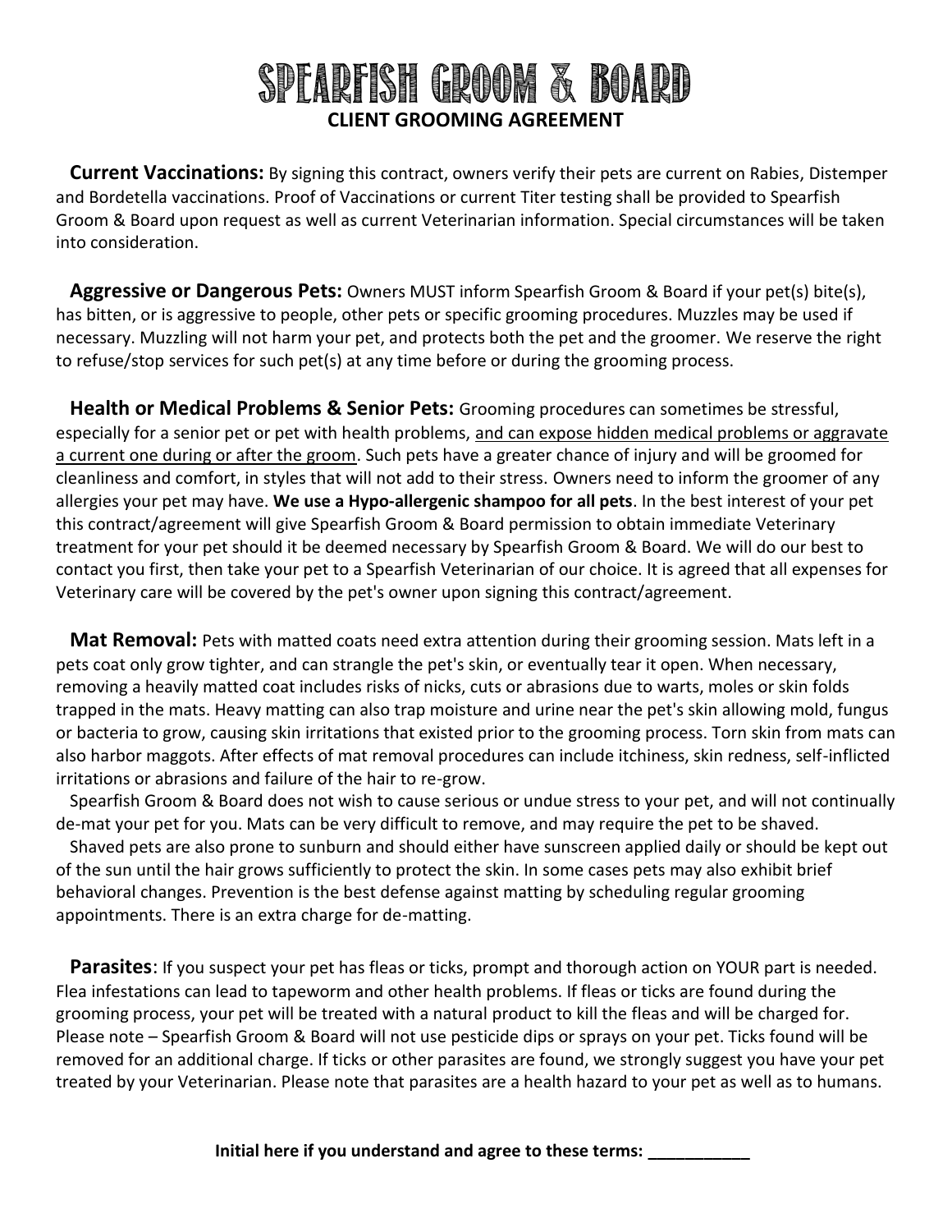# SPEARFISH GROOM & BOARD

## CLIENT GROOMING AGREEMENT

**Current Vaccinations:** By signing this contract, owners verify their pets are current on Rabies, Distemper and Bordetella vaccinations. Proof of Vaccinations or current Titer testing shall be provided to Spearfish Groom & Board upon request as well as current Veterinarian information. Special circumstances will be taken into consideration.

**Aggressive or Dangerous Pets:** Owners MUST inform Spearfish Groom & Board if your pet(s) bite(s), has bitten, or is aggressive to people, other pets or specific grooming procedures. Muzzles may be used if necessary. Muzzling will not harm your pet, and protects both the pet and the groomer. We reserve the right to refuse/stop services for such pet(s) at any time before or during the grooming process.

**Health or Medical Problems & Senior Pets:** Grooming procedures can sometimes be stressful, especially for a senior pet or pet with health problems, <u>and can expose hidden medical problems or aggravate a current one during or after the groom</u>. Such pets have a greater chance of injury and will be groomed for cleanliness and comfort, in styles that will not add to their stress. Owners need to inform the groomer of any allergies your pet may have. **We use a Hypo-allergenic shampoo for all pets**. In the best interest of your pet this contract/agreement will give Spearfish Groom & Board permission to obtain immediate Veterinary treatment for your pet should it be deemed necessary by Spearfish Groom & Board. We will do our best to contact you first, then take your pet to a Spearfish Veterinarian of our choice. It is agreed that all expenses for Veterinary care will be covered by the pet's owner upon signing this contract/agreement.

**Mat Removal:** Pets with matted coats need extra attention during their grooming session. Mats left in a pets coat only grow tighter, and can strangle the pet's skin, or eventually tear it open. When necessary, removing a heavily matted coat includes risks of nicks, cuts or abrasions due to warts, moles or skin folds trapped in the mats. Heavy matting can also trap moisture and urine near the pet's skin allowing mold, fungus or bacteria to grow, causing skin irritations that existed prior to the grooming process. Torn skin from mats can also harbor maggots. After effects of mat removal procedures can include itchiness, skin redness, self-inflicted irritations or abrasions and failure of the hair to re-grow.

Spearfish Groom & Board does not wish to cause serious or undue stress to your pet, and will not continually de-mat your pet for you. Mats can be very difficult to remove, and may require the pet to be shaved.

Shaved pets are also prone to sunburn and should either have sunscreen applied daily or should be kept out of the sun until the hair grows sufficiently to protect the skin. In some cases pets may also exhibit brief behavioral changes. Prevention is the best defense against matting by scheduling regular grooming appointments. There is an extra charge for de-matting.

**Parasites**: If you suspect your pet has fleas or ticks, prompt and thorough action on YOUR part is needed. Flea infestations can lead to tapeworm and other health problems. If fleas or ticks are found during the grooming process, your pet will be treated with a natural product to kill the fleas and will be charged for. Please note – Spearfish Groom & Board will not use pesticide dips or sprays on your pet. Ticks found will be removed for an additional charge. If ticks or other parasites are found, we strongly suggest you have your pet treated by your Veterinarian. Please note that parasites are a health hazard to your pet as well as to humans.

**Initial here if you understand and agree to these terms: ___________**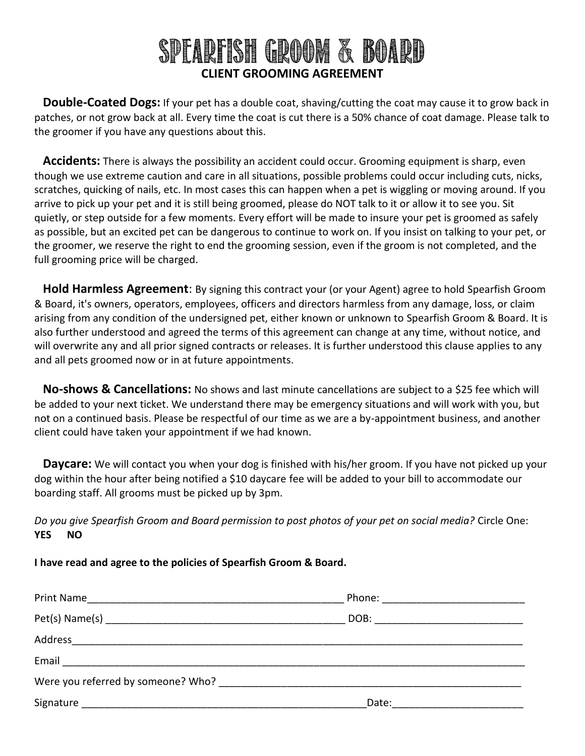# SPEARFISH GROOM & BOARD

## CLIENT GROOMING AGREEMENT

**Double-Coated Dogs:** If your pet has a double coat, shaving/cutting the coat may cause it to grow back in patches, or not grow back at all. Every time the coat is cut there is a 50% chance of coat damage. Please talk to the groomer if you have any questions about this.

**Accidents:** There is always the possibility an accident could occur. Grooming equipment is sharp, even though we use extreme caution and care in all situations, possible problems could occur including cuts, nicks, scratches, quicking of nails, etc. In most cases this can happen when a pet is wiggling or moving around. If you arrive to pick up your pet and it is still being groomed, please do NOT talk to it or allow it to see you. Sit quietly, or step outside for a few moments. Every effort will be made to insure your pet is groomed as safely as possible, but an excited pet can be dangerous to continue to work on. If you insist on talking to your pet, or the groomer, we reserve the right to end the grooming session, even if the groom is not completed, and the full grooming price will be charged.

**Hold Harmless Agreement**: By signing this contract your (or your Agent) agree to hold Spearfish Groom & Board, it's owners, operators, employees, officers and directors harmless from any damage, loss, or claim arising from any condition of the undersigned pet, either known or unknown to Spearfish Groom & Board. It is also further understood and agreed the terms of this agreement can change at any time, without notice, and will overwrite any and all prior signed contracts or releases. It is further understood this clause applies to any and all pets groomed now or in at future appointments.

**No-shows & Cancellations:** No shows and last minute cancellations are subject to a $25 fee which will be added to your next ticket. We understand there may be emergency situations and will work with you, but not on a continued basis. Please be respectful of our time as we are a by-appointment business, and another client could have taken your appointment if we had known.

**Daycare:** We will contact you when your dog is finished with his/her groom. If you have not picked up your dog within the hour after being notified a $10 daycare fee will be added to your bill to accommodate our boarding staff. All grooms must be picked up by 3pm.

*Do you give Spearfish Groom and Board permission to post photos of your pet on social media?* Circle One:
**YES NO**

**I have read and agree to the policies of Spearfish Groom & Board.**

Print Name______________________________________________ Phone: _________________________

Pet(s) Name(s) __________________________________________ DOB: __________________________

Address___________________________________________________________________________________

Email ____________________________________________________________________________________

Were you referred by someone? Who? _______________________________________________________

Signature ____________________________________________________Date:________________________